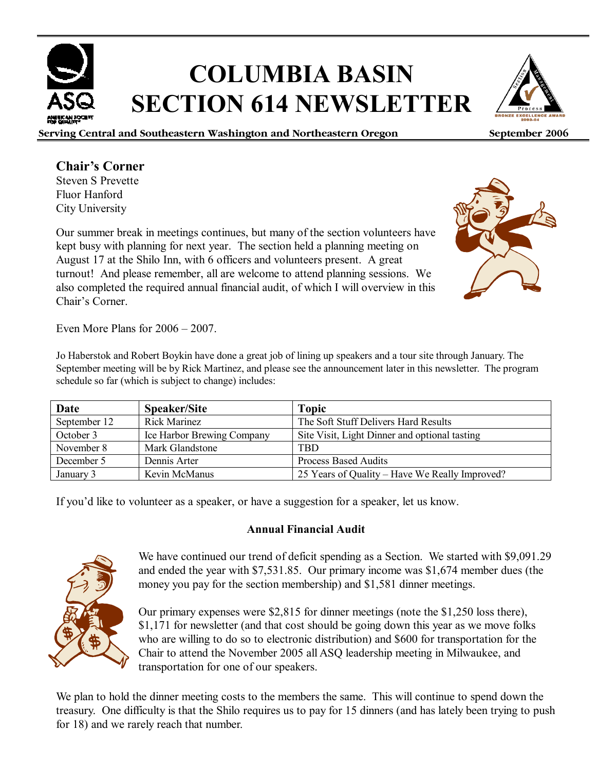# COLUMBIA BASIN SECTION 614 NEWSLETTER

**Serving Central and Southeastern Washington and Northeastern Oregon** **September 2006**

## Chair's Corner

Steven S Prevette
Fluor Hanford
City University

Our summer break in meetings continues, but many of the section volunteers have kept busy with planning for next year. The section held a planning meeting on August 17 at the Shilo Inn, with 6 officers and volunteers present. A great turnout! And please remember, all are welcome to attend planning sessions. We also completed the required annual financial audit, of which I will overview in this Chair's Corner.

Even More Plans for 2006 – 2007.

Jo Haberstok and Robert Boykin have done a great job of lining up speakers and a tour site through January. The September meeting will be by Rick Martinez, and please see the announcement later in this newsletter. The program schedule so far (which is subject to change) includes:

| Date | Speaker/Site | Topic |
| --- | --- | --- |
| September 12 | Rick Marinez | The Soft Stuff Delivers Hard Results |
| October 3 | Ice Harbor Brewing Company | Site Visit, Light Dinner and optional tasting |
| November 8 | Mark Glandstone | TBD |
| December 5 | Dennis Arter | Process Based Audits |
| January 3 | Kevin McManus | 25 Years of Quality – Have We Really Improved? |

If you'd like to volunteer as a speaker, or have a suggestion for a speaker, let us know.

**Annual Financial Audit**

We have continued our trend of deficit spending as a Section. We started with $9,091.29 and ended the year with $7,531.85. Our primary income was $1,674 member dues (the money you pay for the section membership) and $1,581 dinner meetings.

Our primary expenses were $2,815 for dinner meetings (note the $1,250 loss there), $1,171 for newsletter (and that cost should be going down this year as we move folks who are willing to do so to electronic distribution) and $600 for transportation for the Chair to attend the November 2005 all ASQ leadership meeting in Milwaukee, and transportation for one of our speakers.

We plan to hold the dinner meeting costs to the members the same. This will continue to spend down the treasury. One difficulty is that the Shilo requires us to pay for 15 dinners (and has lately been trying to push for 18) and we rarely reach that number.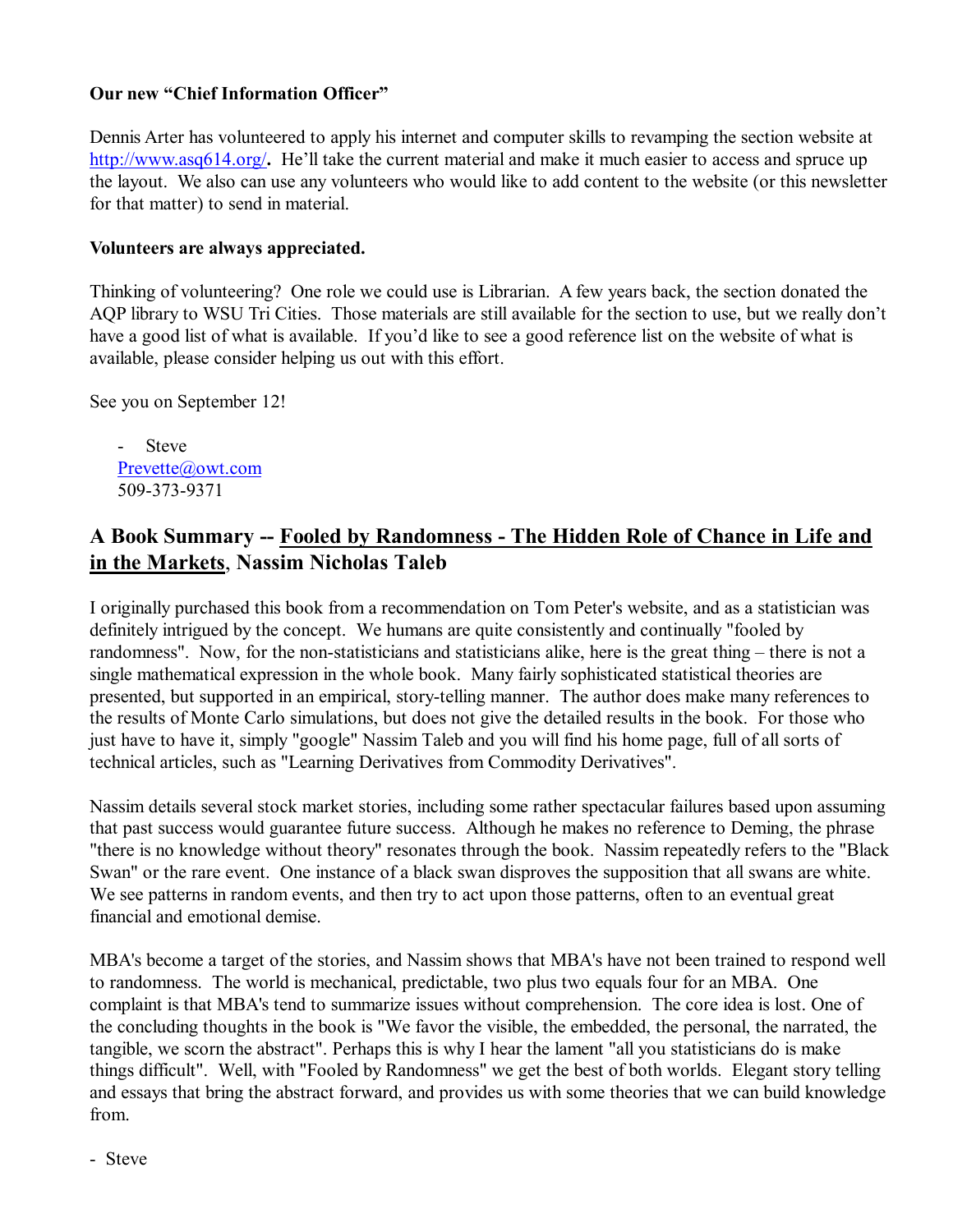**Our new "Chief Information Officer"**

Dennis Arter has volunteered to apply his internet and computer skills to revamping the section website at http://www.asq614.org/**.** He'll take the current material and make it much easier to access and spruce up the layout. We also can use any volunteers who would like to add content to the website (or this newsletter for that matter) to send in material.

**Volunteers are always appreciated.**

Thinking of volunteering? One role we could use is Librarian. A few years back, the section donated the AQP library to WSU Tri Cities. Those materials are still available for the section to use, but we really don't have a good list of what is available. If you'd like to see a good reference list on the website of what is available, please consider helping us out with this effort.

See you on September 12!

- Steve

  Prevette@owt.com

  509-373-9371

## A Book Summary -- Fooled by Randomness - The Hidden Role of Chance in Life and in the Markets, Nassim Nicholas Taleb

I originally purchased this book from a recommendation on Tom Peter's website, and as a statistician was definitely intrigued by the concept. We humans are quite consistently and continually "fooled by randomness". Now, for the non-statisticians and statisticians alike, here is the great thing – there is not a single mathematical expression in the whole book. Many fairly sophisticated statistical theories are presented, but supported in an empirical, story-telling manner. The author does make many references to the results of Monte Carlo simulations, but does not give the detailed results in the book. For those who just have to have it, simply "google" Nassim Taleb and you will find his home page, full of all sorts of technical articles, such as "Learning Derivatives from Commodity Derivatives".

Nassim details several stock market stories, including some rather spectacular failures based upon assuming that past success would guarantee future success. Although he makes no reference to Deming, the phrase "there is no knowledge without theory" resonates through the book. Nassim repeatedly refers to the "Black Swan" or the rare event. One instance of a black swan disproves the supposition that all swans are white. We see patterns in random events, and then try to act upon those patterns, often to an eventual great financial and emotional demise.

MBA's become a target of the stories, and Nassim shows that MBA's have not been trained to respond well to randomness. The world is mechanical, predictable, two plus two equals four for an MBA. One complaint is that MBA's tend to summarize issues without comprehension. The core idea is lost. One of the concluding thoughts in the book is "We favor the visible, the embedded, the personal, the narrated, the tangible, we scorn the abstract". Perhaps this is why I hear the lament "all you statisticians do is make things difficult". Well, with "Fooled by Randomness" we get the best of both worlds. Elegant story telling and essays that bring the abstract forward, and provides us with some theories that we can build knowledge from.

- Steve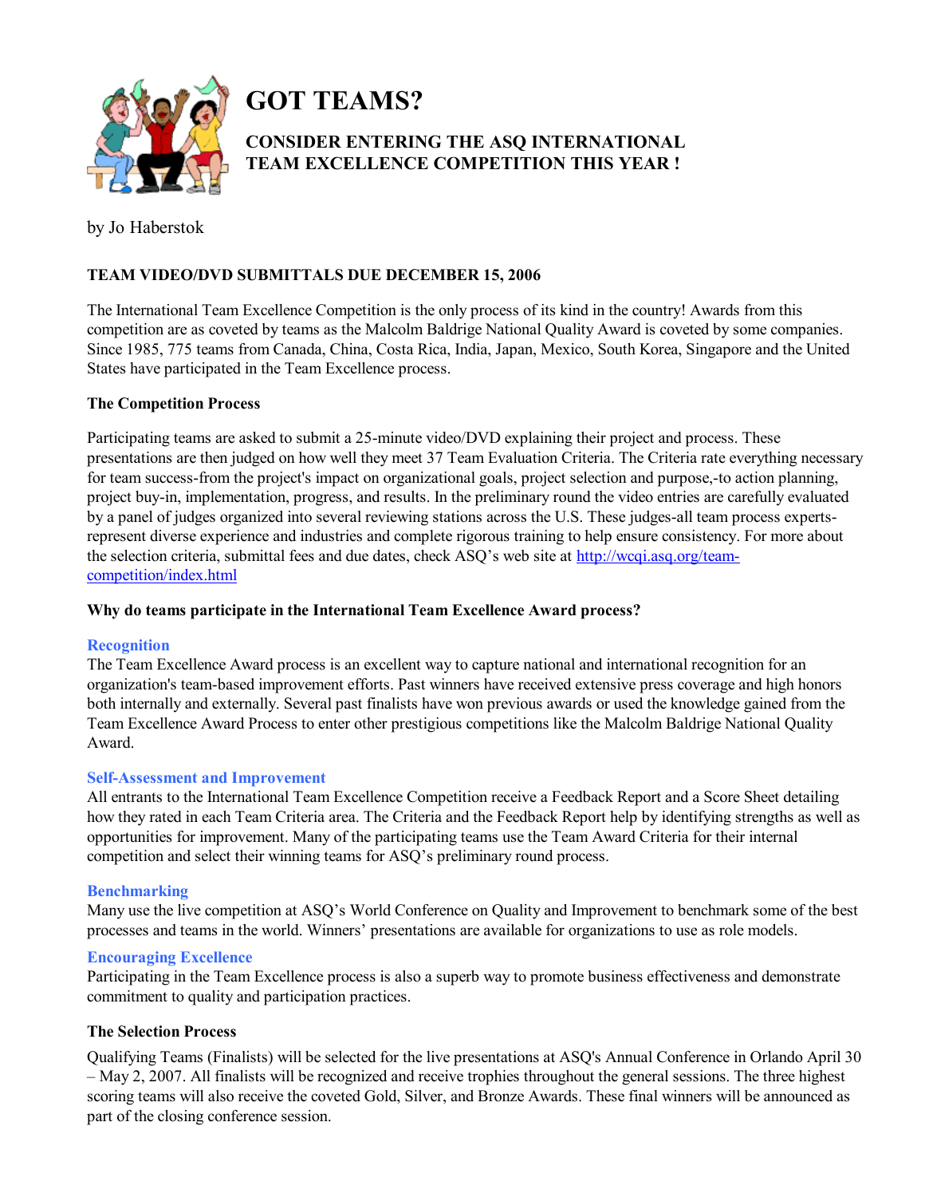# GOT TEAMS?

## CONSIDER ENTERING THE ASQ INTERNATIONAL TEAM EXCELLENCE COMPETITION THIS YEAR !

by Jo Haberstok

**TEAM VIDEO/DVD SUBMITTALS DUE DECEMBER 15, 2006**

The International Team Excellence Competition is the only process of its kind in the country! Awards from this competition are as coveted by teams as the Malcolm Baldrige National Quality Award is coveted by some companies. Since 1985, 775 teams from Canada, China, Costa Rica, India, Japan, Mexico, South Korea, Singapore and the United States have participated in the Team Excellence process.

**The Competition Process**

Participating teams are asked to submit a 25-minute video/DVD explaining their project and process. These presentations are then judged on how well they meet 37 Team Evaluation Criteria. The Criteria rate everything necessary for team success-from the project's impact on organizational goals, project selection and purpose,-to action planning, project buy-in, implementation, progress, and results. In the preliminary round the video entries are carefully evaluated by a panel of judges organized into several reviewing stations across the U.S. These judges-all team process experts-represent diverse experience and industries and complete rigorous training to help ensure consistency. For more about the selection criteria, submittal fees and due dates, check ASQ's web site at [http://wcqi.asq.org/team-competition/index.html](http://wcqi.asq.org/team-competition/index.html)

**Why do teams participate in the International Team Excellence Award process?**

**Recognition**
The Team Excellence Award process is an excellent way to capture national and international recognition for an organization's team-based improvement efforts. Past winners have received extensive press coverage and high honors both internally and externally. Several past finalists have won previous awards or used the knowledge gained from the Team Excellence Award Process to enter other prestigious competitions like the Malcolm Baldrige National Quality Award.

**Self-Assessment and Improvement**
All entrants to the International Team Excellence Competition receive a Feedback Report and a Score Sheet detailing how they rated in each Team Criteria area. The Criteria and the Feedback Report help by identifying strengths as well as opportunities for improvement. Many of the participating teams use the Team Award Criteria for their internal competition and select their winning teams for ASQ's preliminary round process.

**Benchmarking**
Many use the live competition at ASQ's World Conference on Quality and Improvement to benchmark some of the best processes and teams in the world. Winners' presentations are available for organizations to use as role models.

**Encouraging Excellence**
Participating in the Team Excellence process is also a superb way to promote business effectiveness and demonstrate commitment to quality and participation practices.

**The Selection Process**

Qualifying Teams (Finalists) will be selected for the live presentations at ASQ's Annual Conference in Orlando April 30 – May 2, 2007. All finalists will be recognized and receive trophies throughout the general sessions. The three highest scoring teams will also receive the coveted Gold, Silver, and Bronze Awards. These final winners will be announced as part of the closing conference session.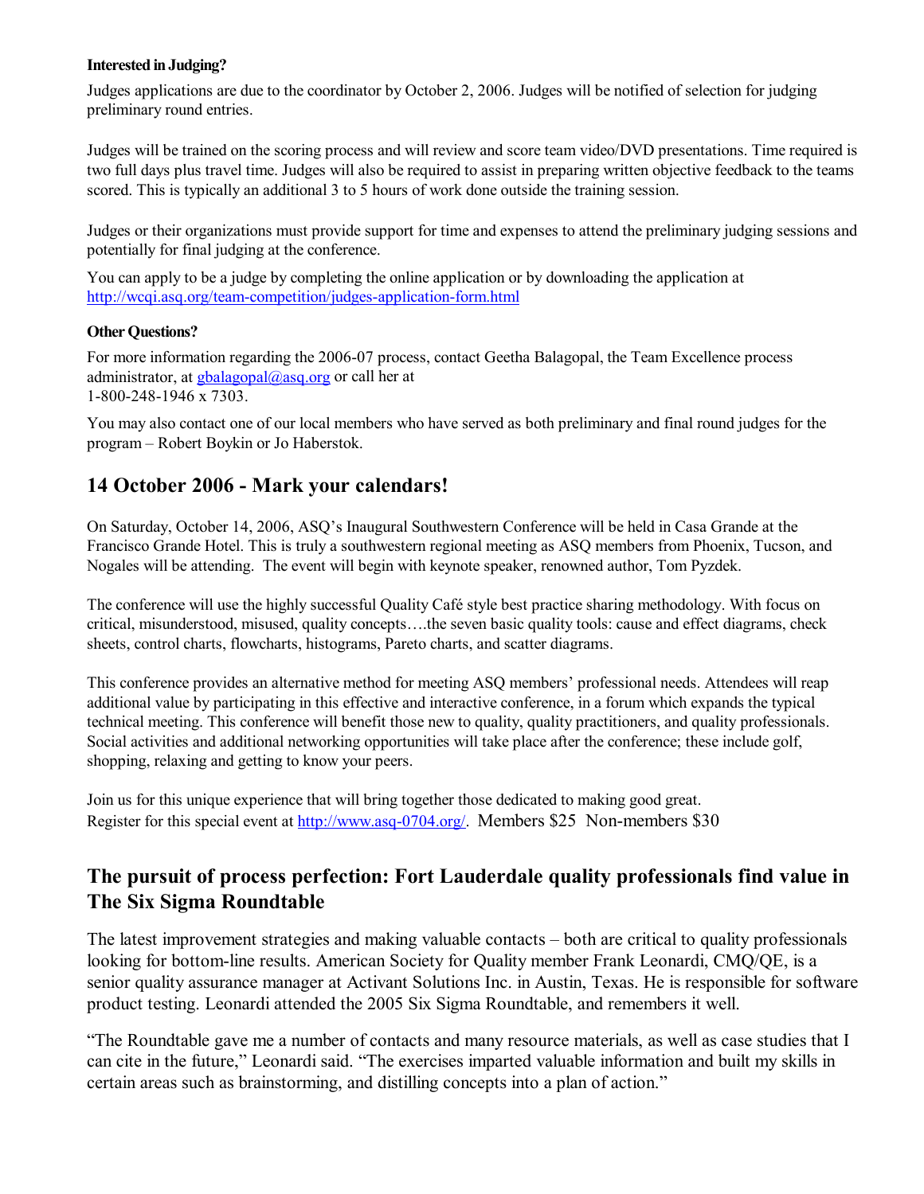**Interested in Judging?**

Judges applications are due to the coordinator by October 2, 2006. Judges will be notified of selection for judging preliminary round entries.

Judges will be trained on the scoring process and will review and score team video/DVD presentations. Time required is two full days plus travel time. Judges will also be required to assist in preparing written objective feedback to the teams scored. This is typically an additional 3 to 5 hours of work done outside the training session.

Judges or their organizations must provide support for time and expenses to attend the preliminary judging sessions and potentially for final judging at the conference.

You can apply to be a judge by completing the online application or by downloading the application at http://wcqi.asq.org/team-competition/judges-application-form.html

**Other Questions?**

For more information regarding the 2006-07 process, contact Geetha Balagopal, the Team Excellence process administrator, at gbalagopal@asq.org or call her at
1-800-248-1946 x 7303.

You may also contact one of our local members who have served as both preliminary and final round judges for the program – Robert Boykin or Jo Haberstok.

## 14 October 2006 - Mark your calendars!

On Saturday, October 14, 2006, ASQ's Inaugural Southwestern Conference will be held in Casa Grande at the Francisco Grande Hotel. This is truly a southwestern regional meeting as ASQ members from Phoenix, Tucson, and Nogales will be attending. The event will begin with keynote speaker, renowned author, Tom Pyzdek.

The conference will use the highly successful Quality Café style best practice sharing methodology. With focus on critical, misunderstood, misused, quality concepts….the seven basic quality tools: cause and effect diagrams, check sheets, control charts, flowcharts, histograms, Pareto charts, and scatter diagrams.

This conference provides an alternative method for meeting ASQ members' professional needs. Attendees will reap additional value by participating in this effective and interactive conference, in a forum which expands the typical technical meeting. This conference will benefit those new to quality, quality practitioners, and quality professionals. Social activities and additional networking opportunities will take place after the conference; these include golf, shopping, relaxing and getting to know your peers.

Join us for this unique experience that will bring together those dedicated to making good great.
Register for this special event at http://www.asq-0704.org/. Members $25 Non-members $30

## The pursuit of process perfection: Fort Lauderdale quality professionals find value in The Six Sigma Roundtable

The latest improvement strategies and making valuable contacts – both are critical to quality professionals looking for bottom-line results. American Society for Quality member Frank Leonardi, CMQ/QE, is a senior quality assurance manager at Activant Solutions Inc. in Austin, Texas. He is responsible for software product testing. Leonardi attended the 2005 Six Sigma Roundtable, and remembers it well.

"The Roundtable gave me a number of contacts and many resource materials, as well as case studies that I can cite in the future," Leonardi said. "The exercises imparted valuable information and built my skills in certain areas such as brainstorming, and distilling concepts into a plan of action."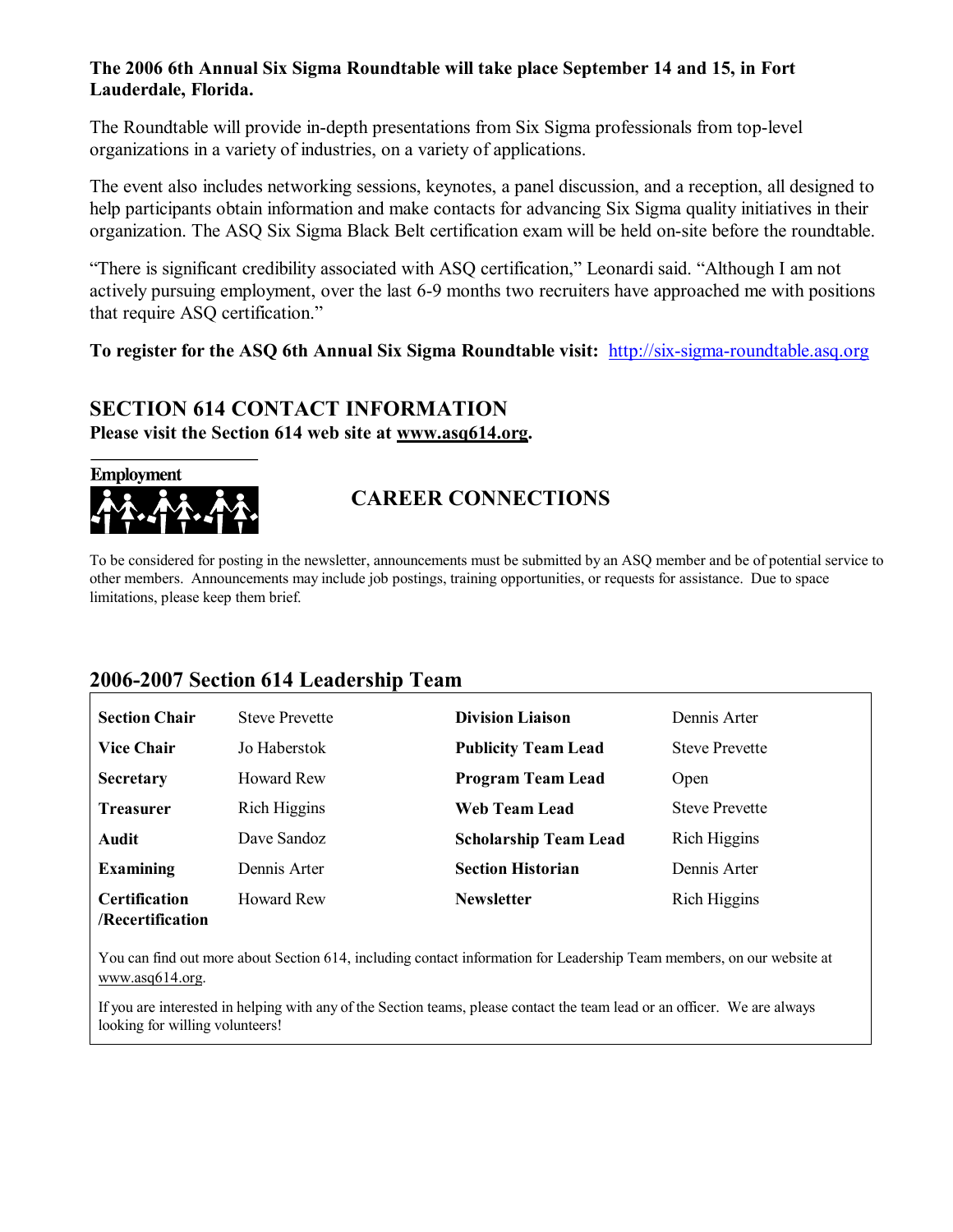**The 2006 6th Annual Six Sigma Roundtable will take place September 14 and 15, in Fort Lauderdale, Florida.**

The Roundtable will provide in-depth presentations from Six Sigma professionals from top-level organizations in a variety of industries, on a variety of applications.

The event also includes networking sessions, keynotes, a panel discussion, and a reception, all designed to help participants obtain information and make contacts for advancing Six Sigma quality initiatives in their organization. The ASQ Six Sigma Black Belt certification exam will be held on-site before the roundtable.

"There is significant credibility associated with ASQ certification," Leonardi said. "Although I am not actively pursuing employment, over the last 6-9 months two recruiters have approached me with positions that require ASQ certification."

**To register for the ASQ 6th Annual Six Sigma Roundtable visit:** http://six-sigma-roundtable.asq.org

## SECTION 614 CONTACT INFORMATION

**Please visit the Section 614 web site at www.asq614.org.**

Employment

## CAREER CONNECTIONS

To be considered for posting in the newsletter, announcements must be submitted by an ASQ member and be of potential service to other members. Announcements may include job postings, training opportunities, or requests for assistance. Due to space limitations, please keep them brief.

## 2006-2007 Section 614 Leadership Team

| | | | |
|---|---|---|---|
| **Section Chair** | Steve Prevette | **Division Liaison** | Dennis Arter |
| **Vice Chair** | Jo Haberstok | **Publicity Team Lead** | Steve Prevette |
| **Secretary** | Howard Rew | **Program Team Lead** | Open |
| **Treasurer** | Rich Higgins | **Web Team Lead** | Steve Prevette |
| **Audit** | Dave Sandoz | **Scholarship Team Lead** | Rich Higgins |
| **Examining** | Dennis Arter | **Section Historian** | Dennis Arter |
| **Certification /Recertification** | Howard Rew | **Newsletter** | Rich Higgins |

You can find out more about Section 614, including contact information for Leadership Team members, on our website at www.asq614.org.

If you are interested in helping with any of the Section teams, please contact the team lead or an officer. We are always looking for willing volunteers!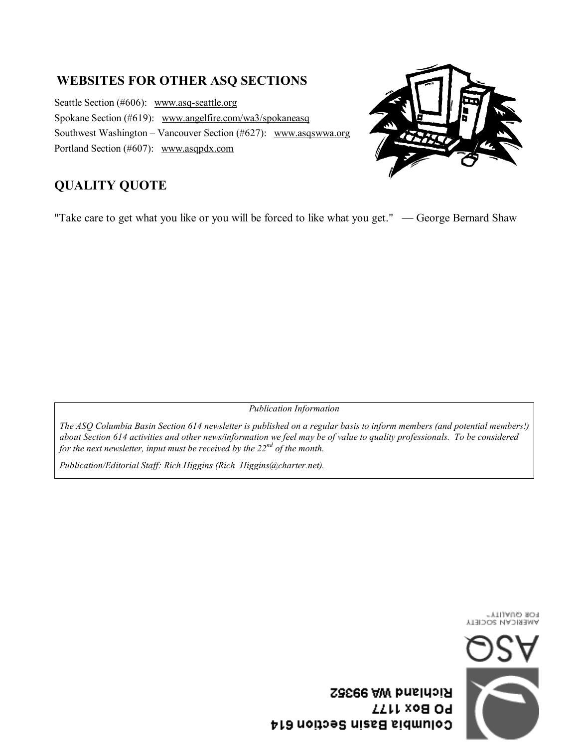## WEBSITES FOR OTHER ASQ SECTIONS

Seattle Section (#606): www.asq-seattle.org
Spokane Section (#619): www.angelfire.com/wa3/spokaneasq
Southwest Washington – Vancouver Section (#627): www.asqswwa.org
Portland Section (#607): www.asqpdx.com

## QUALITY QUOTE

"Take care to get what you like or you will be forced to like what you get." — George Bernard Shaw

*Publication Information*

*The ASQ Columbia Basin Section 614 newsletter is published on a regular basis to inform members (and potential members!) about Section 614 activities and other news/information we feel may be of value to quality professionals. To be considered for the next newsletter, input must be received by the 22nd of the month.*

*Publication/Editorial Staff: Rich Higgins (Rich_Higgins@charter.net).*

Columbia Basin Section 614
PO Box 1177
Richland WA 99352

ASQ
AMERICAN SOCIETY FOR QUALITY